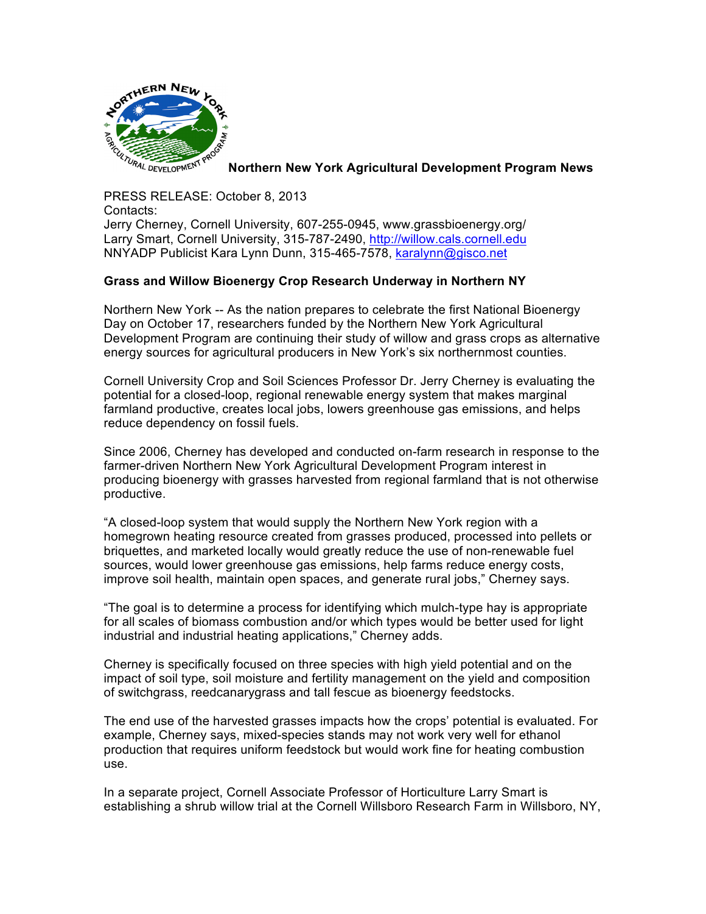**Northern New York Agricultural Development Program News**

PRESS RELEASE: October 8, 2013
Contacts:
Jerry Cherney, Cornell University, 607-255-0945, www.grassbioenergy.org/
Larry Smart, Cornell University, 315-787-2490, http://willow.cals.cornell.edu
NNYADP Publicist Kara Lynn Dunn, 315-465-7578, karalynn@gisco.net

**Grass and Willow Bioenergy Crop Research Underway in Northern NY**

Northern New York -- As the nation prepares to celebrate the first National Bioenergy Day on October 17, researchers funded by the Northern New York Agricultural Development Program are continuing their study of willow and grass crops as alternative energy sources for agricultural producers in New York's six northernmost counties.

Cornell University Crop and Soil Sciences Professor Dr. Jerry Cherney is evaluating the potential for a closed-loop, regional renewable energy system that makes marginal farmland productive, creates local jobs, lowers greenhouse gas emissions, and helps reduce dependency on fossil fuels.

Since 2006, Cherney has developed and conducted on-farm research in response to the farmer-driven Northern New York Agricultural Development Program interest in producing bioenergy with grasses harvested from regional farmland that is not otherwise productive.

"A closed-loop system that would supply the Northern New York region with a homegrown heating resource created from grasses produced, processed into pellets or briquettes, and marketed locally would greatly reduce the use of non-renewable fuel sources, would lower greenhouse gas emissions, help farms reduce energy costs, improve soil health, maintain open spaces, and generate rural jobs," Cherney says.

"The goal is to determine a process for identifying which mulch-type hay is appropriate for all scales of biomass combustion and/or which types would be better used for light industrial and industrial heating applications," Cherney adds.

Cherney is specifically focused on three species with high yield potential and on the impact of soil type, soil moisture and fertility management on the yield and composition of switchgrass, reedcanarygrass and tall fescue as bioenergy feedstocks.

The end use of the harvested grasses impacts how the crops' potential is evaluated. For example, Cherney says, mixed-species stands may not very well for ethanol production that requires uniform feedstock but would work fine for heating combustion use.

In a separate project, Cornell Associate Professor of Horticulture Larry Smart is establishing a shrub willow trial at the Cornell Willsboro Research Farm in Willsboro, NY,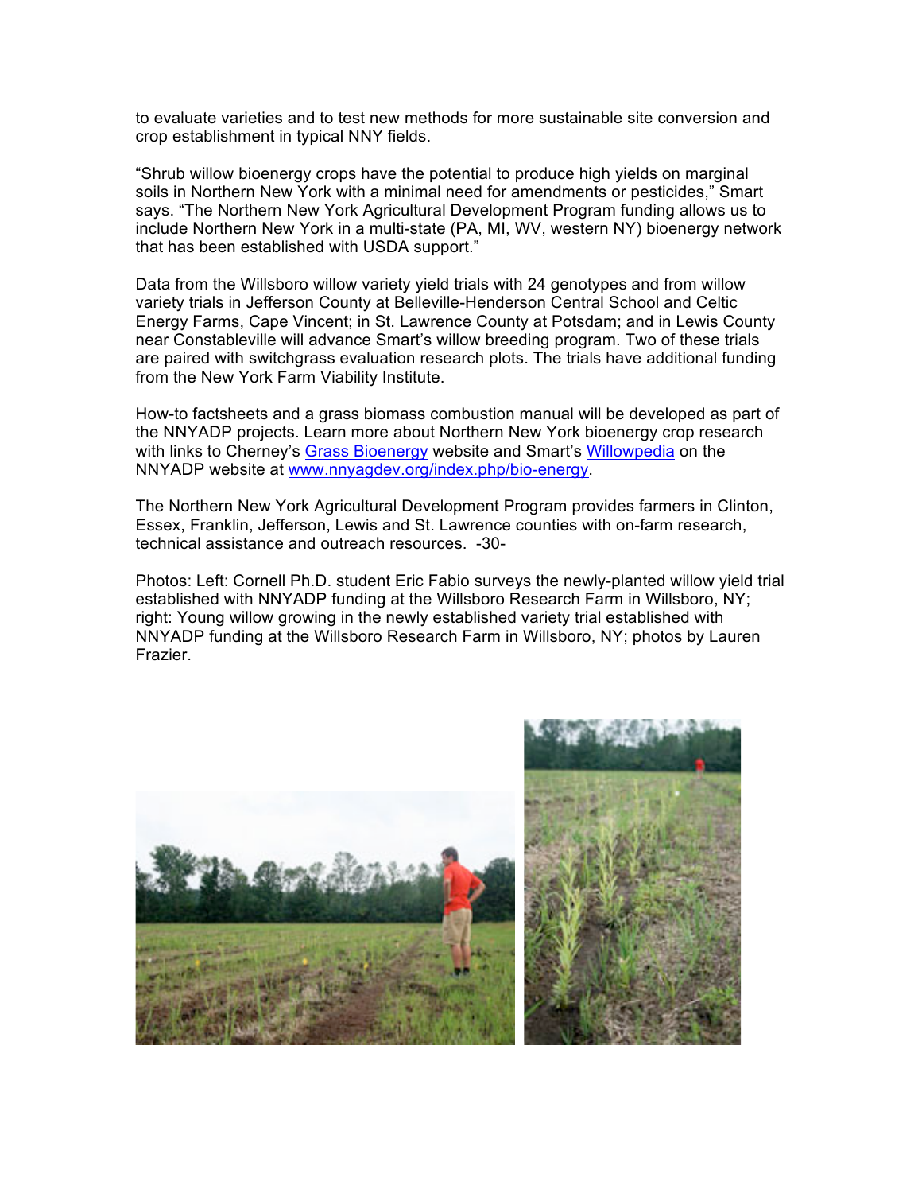to evaluate varieties and to test new methods for more sustainable site conversion and crop establishment in typical NNY fields.

"Shrub willow bioenergy crops have the potential to produce high yields on marginal soils in Northern New York with a minimal need for amendments or pesticides," Smart says. "The Northern New York Agricultural Development Program funding allows us to include Northern New York in a multi-state (PA, MI, WV, western NY) bioenergy network that has been established with USDA support."

Data from the Willsboro willow variety yield trials with 24 genotypes and from willow variety trials in Jefferson County at Belleville-Henderson Central School and Celtic Energy Farms, Cape Vincent; in St. Lawrence County at Potsdam; and in Lewis County near Constableville will advance Smart's willow breeding program. Two of these trials are paired with switchgrass evaluation research plots. The trials have additional funding from the New York Farm Viability Institute.

How-to factsheets and a grass biomass combustion manual will be developed as part of the NNYADP projects. Learn more about Northern New York bioenergy crop research with links to Cherney's Grass Bioenergy website and Smart's Willowpedia on the NNYADP website at www.nnyagdev.org/index.php/bio-energy.

The Northern New York Agricultural Development Program provides farmers in Clinton, Essex, Franklin, Jefferson, Lewis and St. Lawrence counties with on-farm research, technical assistance and outreach resources. -30-

Photos: Left: Cornell Ph.D. student Eric Fabio surveys the newly-planted willow yield trial established with NNYADP funding at the Willsboro Research Farm in Willsboro, NY; right: Young willow growing in the newly established variety trial established with NNYADP funding at the Willsboro Research Farm in Willsboro, NY; photos by Lauren Frazier.